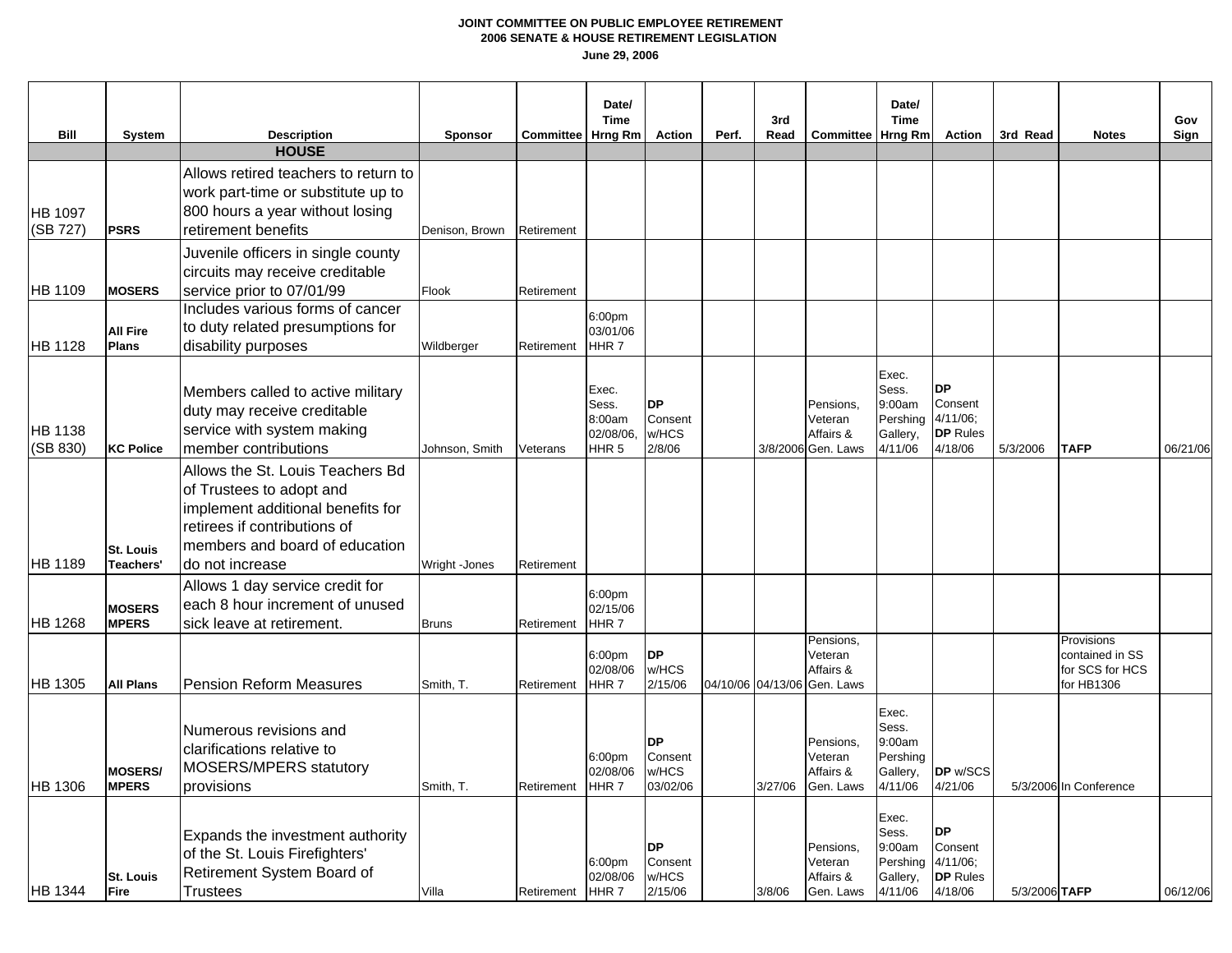**JOINT COMMITTEE ON PUBLIC EMPLOYEE RETIREMENT**
**2006 SENATE & HOUSE RETIREMENT LEGISLATION**
**June 29, 2006**

| Bill | System | Description | Sponsor | Committee | Date/ Time Hrng Rm | Action | Perf. | 3rd Read | Committee | Date/ Time Hrng Rm | Action | 3rd Read | Notes | Gov Sign |
|---|---|---|---|---|---|---|---|---|---|---|---|---|---|---|
| | | **HOUSE** | | | | | | | | | | | | |
| HB 1097 (SB 727) | **PSRS** | Allows retired teachers to return to work part-time or substitute up to 800 hours a year without losing retirement benefits | Denison, Brown | Retirement | | | | | | | | | | |
| HB 1109 | **MOSERS** | Juvenile officers in single county circuits may receive creditable service prior to 07/01/99 | Flook | Retirement | | | | | | | | | | |
| HB 1128 | **All Fire Plans** | Includes various forms of cancer to duty related presumptions for disability purposes | Wildberger | Retirement | 6:00pm 03/01/06 HHR 7 | | | | | | | | | |
| HB 1138 (SB 830) | **KC Police** | Members called to active military duty may receive creditable service with system making member contributions | Johnson, Smith | Veterans | Exec. Sess. 8:00am 02/08/06, HHR 5 | **DP** Consent w/HCS 2/8/06 | | 3/8/2006 | Pensions, Veteran Affairs & Gen. Laws | Exec. Sess. 9:00am Pershing Gallery, 4/11/06 | **DP** Consent 4/11/06; **DP** Rules 4/18/06 | 5/3/2006 | **TAFP** | 06/21/06 |
| HB 1189 | **St. Louis Teachers'** | Allows the St. Louis Teachers Bd of Trustees to adopt and implement additional benefits for retirees if contributions of members and board of education do not increase | Wright -Jones | Retirement | | | | | | | | | | |
| HB 1268 | **MOSERS MPERS** | Allows 1 day service credit for each 8 hour increment of unused sick leave at retirement. | Bruns | Retirement | 6:00pm 02/15/06 HHR 7 | | | | | | | | | |
| HB 1305 | **All Plans** | Pension Reform Measures | Smith, T. | Retirement | 6:00pm 02/08/06 HHR 7 | **DP** w/HCS 2/15/06 | 04/10/06 | 04/13/06 | Pensions, Veteran Affairs & Gen. Laws | | | | Provisions contained in SS for SCS for HCS for HB1306 | |
| HB 1306 | **MOSERS/ MPERS** | Numerous revisions and clarifications relative to MOSERS/MPERS statutory provisions | Smith, T. | Retirement | 6:00pm 02/08/06 HHR 7 | **DP** Consent w/HCS 03/02/06 | | 3/27/06 | Pensions, Veteran Affairs & Gen. Laws | Exec. Sess. 9:00am Pershing Gallery, 4/11/06 | **DP** w/SCS 4/21/06 | 5/3/2006 | In Conference | |
| HB 1344 | **St. Louis Fire** | Expands the investment authority of the St. Louis Firefighters' Retirement System Board of Trustees | Villa | Retirement | 6:00pm 02/08/06 HHR 7 | **DP** Consent w/HCS 2/15/06 | | 3/8/06 | Pensions, Veteran Affairs & Gen. Laws | Exec. Sess. 9:00am Pershing Gallery, 4/11/06 | **DP** Consent 4/11/06; **DP** Rules 4/18/06 | 5/3/2006 | **TAFP** | 06/12/06 |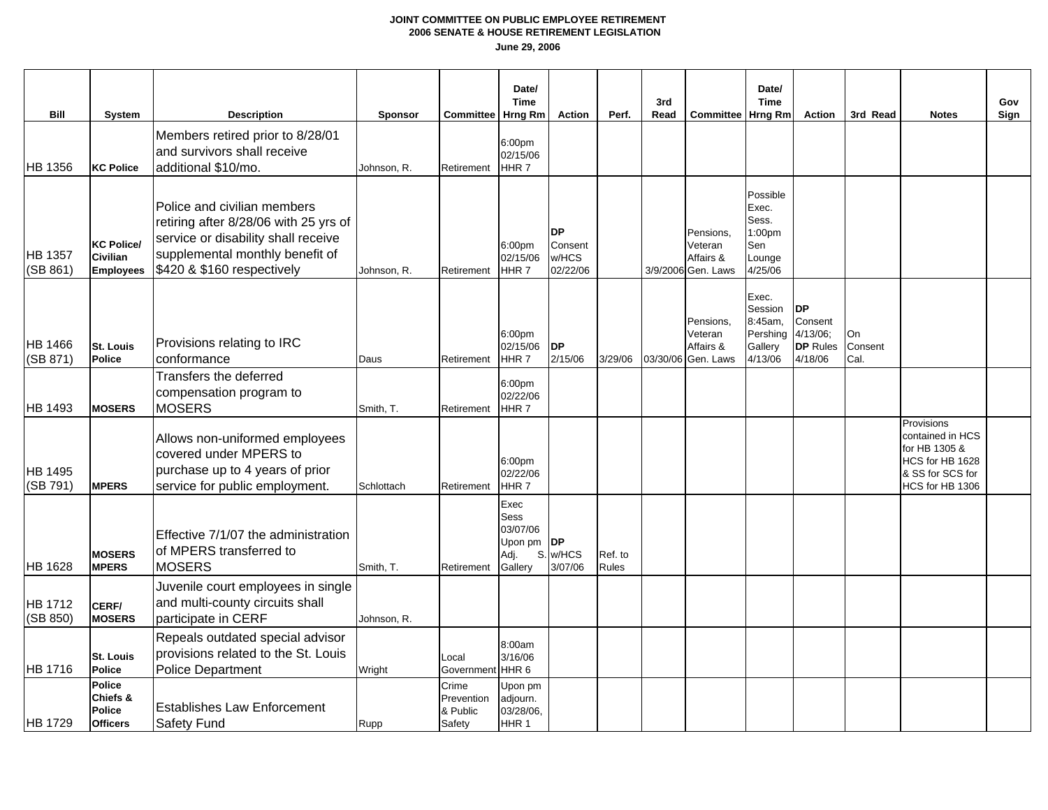**JOINT COMMITTEE ON PUBLIC EMPLOYEE RETIREMENT**
**2006 SENATE & HOUSE RETIREMENT LEGISLATION**
**June 29, 2006**

| Bill | System | Description | Sponsor | Committee | Date/ Time Hrng Rm | Action | Perf. | 3rd Read | Committee | Date/ Time Hrng Rm | Action | 3rd Read | Notes | Gov Sign |
|---|---|---|---|---|---|---|---|---|---|---|---|---|---|---|
| HB 1356 | **KC Police** | Members retired prior to 8/28/01 and survivors shall receive additional $10/mo. | Johnson, R. | Retirement | 6:00pm 02/15/06 HHR 7 | | | | | | | | | |
| HB 1357 (SB 861) | **KC Police/ Civilian Employees** | Police and civilian members retiring after 8/28/06 with 25 yrs of service or disability shall receive supplemental monthly benefit of $420 & $160 respectively | Johnson, R. | Retirement | 6:00pm 02/15/06 HHR 7 | **DP** Consent w/HCS 02/22/06 | | 3/9/2006 | Pensions, Veteran Affairs & Gen. Laws | Possible Exec. Sess. 1:00pm Sen Lounge 4/25/06 | | | | |
| HB 1466 (SB 871) | **St. Louis Police** | Provisions relating to IRC conformance | Daus | Retirement | 6:00pm 02/15/06 HHR 7 | **DP** 2/15/06 | 3/29/06 | 03/30/06 | Pensions, Veteran Affairs & Gen. Laws | Exec. Session 8:45am, Pershing Gallery 4/13/06 | **DP** Consent 4/13/06; **DP** Rules 4/18/06 | On Consent Cal. | | |
| HB 1493 | **MOSERS** | Transfers the deferred compensation program to MOSERS | Smith, T. | Retirement | 6:00pm 02/22/06 HHR 7 | | | | | | | | | |
| HB 1495 (SB 791) | **MPERS** | Allows non-uniformed employees covered under MPERS to purchase up to 4 years of prior service for public employment. | Schlottach | Retirement | 6:00pm 02/22/06 HHR 7 | | | | | | | | Provisions contained in HCS for HB 1305 & HCS for HB 1628 & SS for SCS for HCS for HB 1306 | |
| HB 1628 | **MOSERS MPERS** | Effective 7/1/07 the administration of MPERS transferred to MOSERS | Smith, T. | Retirement | Exec Sess 03/07/06 Upon pm Adj. S. Gallery | **DP** w/HCS 3/07/06 | Ref. to Rules | | | | | | | |
| HB 1712 (SB 850) | **CERF/ MOSERS** | Juvenile court employees in single and multi-county circuits shall participate in CERF | Johnson, R. | | | | | | | | | | | |
| HB 1716 | **St. Louis Police** | Repeals outdated special advisor provisions related to the St. Louis Police Department | Wright | Local Government | 8:00am 3/16/06 HHR 6 | | | | | | | | | |
| HB 1729 | **Police Chiefs & Police Officers** | Establishes Law Enforcement Safety Fund | Rupp | Crime Prevention & Public Safety | Upon pm adjourn. 03/28/06, HHR 1 | | | | | | | | | |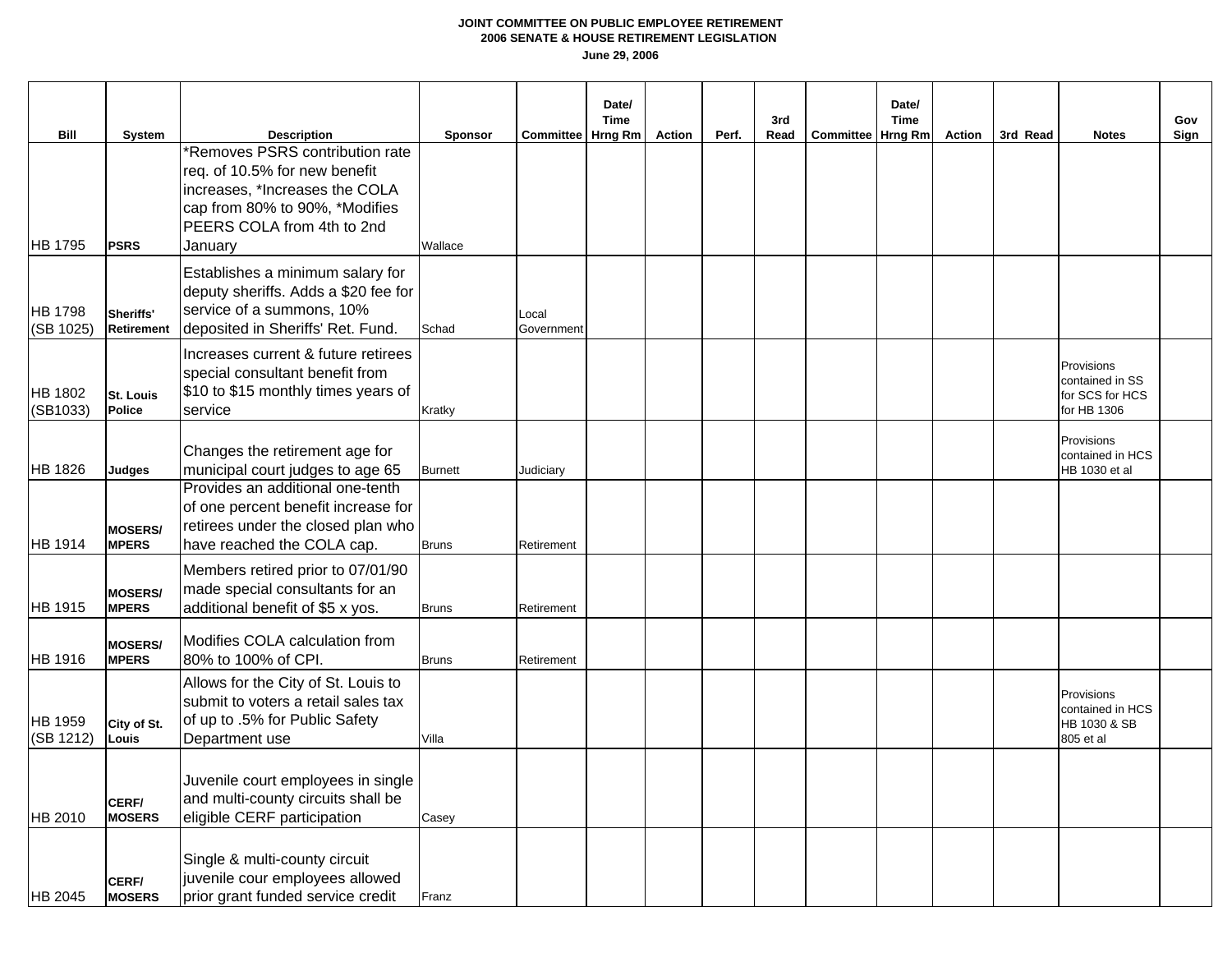**JOINT COMMITTEE ON PUBLIC EMPLOYEE RETIREMENT**
**2006 SENATE & HOUSE RETIREMENT LEGISLATION**
**June 29, 2006**

| Bill | System | Description | Sponsor | Committee | Date/ Time Hrng Rm | Action | Perf. | 3rd Read | Committee | Date/ Time Hrng Rm | Action | 3rd Read | Notes | Gov Sign |
|---|---|---|---|---|---|---|---|---|---|---|---|---|---|---|
| HB 1795 | **PSRS** | *Removes PSRS contribution rate req. of 10.5% for new benefit increases, *Increases the COLA cap from 80% to 90%, *Modifies PEERS COLA from 4th to 2nd January | Wallace | | | | | | | | | | | |
| HB 1798 (SB 1025) | **Sheriffs' Retirement** | Establishes a minimum salary for deputy sheriffs. Adds a $20 fee for service of a summons, 10% deposited in Sheriffs' Ret. Fund. | Schad | Local Government | | | | | | | | | | |
| HB 1802 (SB1033) | **St. Louis Police** | Increases current & future retirees special consultant benefit from $10 to $15 monthly times years of service | Kratky | | | | | | | | | | Provisions contained in SS for SCS for HCS for HB 1306 | |
| HB 1826 | **Judges** | Changes the retirement age for municipal court judges to age 65 | Burnett | Judiciary | | | | | | | | | Provisions contained in HCS HB 1030 et al | |
| HB 1914 | **MOSERS/ MPERS** | Provides an additional one-tenth of one percent benefit increase for retirees under the closed plan who have reached the COLA cap. | Bruns | Retirement | | | | | | | | | | |
| HB 1915 | **MOSERS/ MPERS** | Members retired prior to 07/01/90 made special consultants for an additional benefit of $5 x yos. | Bruns | Retirement | | | | | | | | | | |
| HB 1916 | **MOSERS/ MPERS** | Modifies COLA calculation from 80% to 100% of CPI. | Bruns | Retirement | | | | | | | | | | |
| HB 1959 (SB 1212) | **City of St. Louis** | Allows for the City of St. Louis to submit to voters a retail sales tax of up to .5% for Public Safety Department use | Villa | | | | | | | | | | Provisions contained in HCS HB 1030 & SB 805 et al | |
| HB 2010 | **CERF/ MOSERS** | Juvenile court employees in single and multi-county circuits shall be eligible CERF participation | Casey | | | | | | | | | | | |
| HB 2045 | **CERF/ MOSERS** | Single & multi-county circuit juvenile cour employees allowed prior grant funded service credit | Franz | | | | | | | | | | | |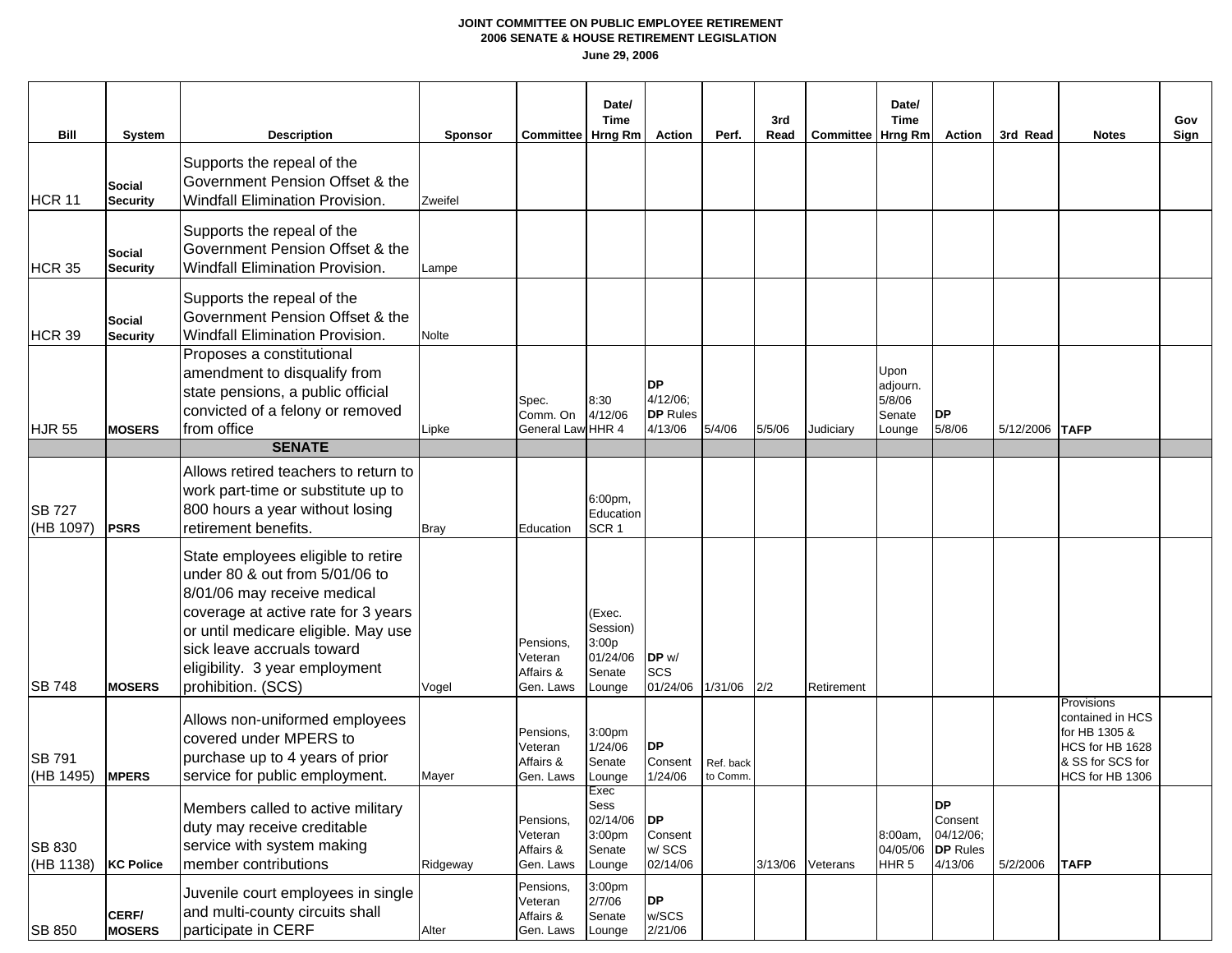**JOINT COMMITTEE ON PUBLIC EMPLOYEE RETIREMENT**
**2006 SENATE & HOUSE RETIREMENT LEGISLATION**
**June 29, 2006**

| Bill | System | Description | Sponsor | Committee | Date/ Time Hrng Rm | Action | Perf. | 3rd Read | Committee | Date/ Time Hrng Rm | Action | 3rd Read | Notes | Gov Sign |
|---|---|---|---|---|---|---|---|---|---|---|---|---|---|---|
| HCR 11 | **Social Security** | Supports the repeal of the Government Pension Offset & the Windfall Elimination Provision. | Zweifel | | | | | | | | | | | |
| HCR 35 | **Social Security** | Supports the repeal of the Government Pension Offset & the Windfall Elimination Provision. | Lampe | | | | | | | | | | | |
| HCR 39 | **Social Security** | Supports the repeal of the Government Pension Offset & the Windfall Elimination Provision. | Nolte | | | | | | | | | | | |
| HJR 55 | **MOSERS** | Proposes a constitutional amendment to disqualify from state pensions, a public official convicted of a felony or removed from office | Lipke | Spec. Comm. On General Law | 8:30 4/12/06 HHR 4 | **DP** 4/12/06; **DP** Rules 4/13/06 | 5/4/06 | 5/5/06 | Judiciary | Upon adjourn. 5/8/06 Senate Lounge | **DP** 5/8/06 | 5/12/2006 | **TAFP** | |
| | | **SENATE** | | | | | | | | | | | | |
| SB 727 (HB 1097) | **PSRS** | Allows retired teachers to return to work part-time or substitute up to 800 hours a year without losing retirement benefits. | Bray | Education | 6:00pm, Education SCR 1 | | | | | | | | | |
| SB 748 | **MOSERS** | State employees eligible to retire under 80 & out from 5/01/06 to 8/01/06 may receive medical coverage at active rate for 3 years or until medicare eligible. May use sick leave accruals toward eligibility. 3 year employment prohibition. (SCS) | Vogel | Pensions, Veteran Affairs & Gen. Laws | (Exec. Session) 3:00p 01/24/06 Senate Lounge | **DP** w/ SCS 01/24/06 | 1/31/06 | 2/2 | Retirement | | | | | |
| SB 791 (HB 1495) | **MPERS** | Allows non-uniformed employees covered under MPERS to purchase up to 4 years of prior service for public employment. | Mayer | Pensions, Veteran Affairs & Gen. Laws | 3:00pm 1/24/06 Senate Lounge | **DP** Consent 1/24/06 | Ref. back to Comm. | | | | | | Provisions contained in HCS for HB 1305 & HCS for HB 1628 & SS for SCS for HCS for HB 1306 | |
| SB 830 (HB 1138) | **KC Police** | Members called to active military duty may receive creditable service with system making member contributions | Ridgeway | Pensions, Veteran Affairs & Gen. Laws | Exec Sess 02/14/06 3:00pm Senate Lounge | **DP** Consent w/ SCS 02/14/06 | | 3/13/06 | Veterans | 8:00am, 04/05/06 HHR 5 | **DP** Consent 04/12/06; **DP** Rules 4/13/06 | 5/2/2006 | **TAFP** | |
| SB 850 | **CERF/ MOSERS** | Juvenile court employees in single and multi-county circuits shall participate in CERF | Alter | Pensions, Veteran Affairs & Gen. Laws | 3:00pm 2/7/06 Senate Lounge | **DP** w/SCS 2/21/06 | | | | | | | | |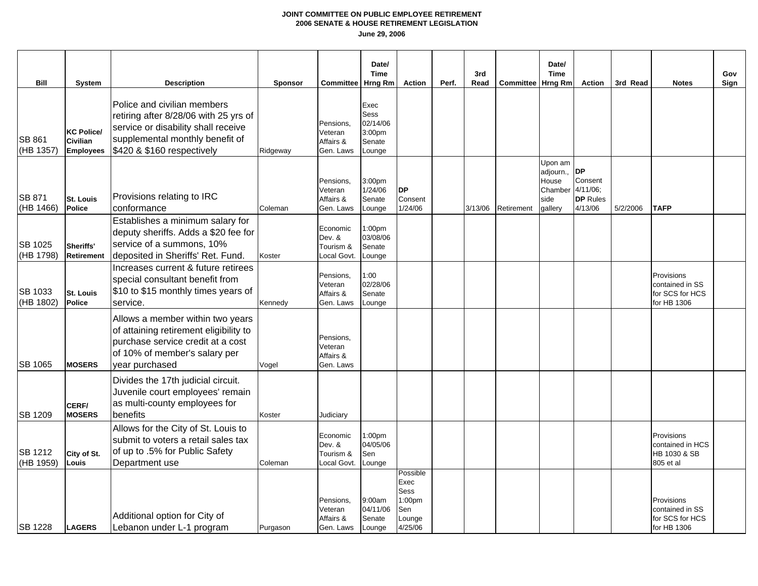**JOINT COMMITTEE ON PUBLIC EMPLOYEE RETIREMENT**
**2006 SENATE & HOUSE RETIREMENT LEGISLATION**
**June 29, 2006**

| Bill | System | Description | Sponsor | Committee | Date/ Time Hrng Rm | Action | Perf. | 3rd Read | Committee | Date/ Time Hrng Rm | Action | 3rd Read | Notes | Gov Sign |
|---|---|---|---|---|---|---|---|---|---|---|---|---|---|---|
| SB 861 (HB 1357) | **KC Police/ Civilian Employees** | Police and civilian members retiring after 8/28/06 with 25 yrs of service or disability shall receive supplemental monthly benefit of $420 & $160 respectively | Ridgeway | Pensions, Veteran Affairs & Gen. Laws | Exec Sess 02/14/06 3:00pm Senate Lounge | | | | | | | | | |
| SB 871 (HB 1466) | **St. Louis Police** | Provisions relating to IRC conformance | Coleman | Pensions, Veteran Affairs & Gen. Laws | 3:00pm 1/24/06 Senate Lounge | **DP** Consent 1/24/06 | | 3/13/06 | Retirement | Upon am adjourn., House Chamber side gallery | **DP** Consent 4/11/06; **DP** Rules 4/13/06 | 5/2/2006 | **TAFP** | |
| SB 1025 (HB 1798) | **Sheriffs' Retirement** | Establishes a minimum salary for deputy sheriffs. Adds a $20 fee for service of a summons, 10% deposited in Sheriffs' Ret. Fund. | Koster | Economic Dev. & Tourism & Local Govt. | 1:00pm 03/08/06 Senate Lounge | | | | | | | | | |
| SB 1033 (HB 1802) | **St. Louis Police** | Increases current & future retirees special consultant benefit from $10 to $15 monthly times years of service. | Kennedy | Pensions, Veteran Affairs & Gen. Laws | 1:00 02/28/06 Senate Lounge | | | | | | | | Provisions contained in SS for SCS for HCS for HB 1306 | |
| SB 1065 | **MOSERS** | Allows a member within two years of attaining retirement eligibility to purchase service credit at a cost of 10% of member's salary per year purchased | Vogel | Pensions, Veteran Affairs & Gen. Laws | | | | | | | | | | |
| SB 1209 | **CERF/ MOSERS** | Divides the 17th judicial circuit. Juvenile court employees' remain as multi-county employees for benefits | Koster | Judiciary | | | | | | | | | | |
| SB 1212 (HB 1959) | **City of St. Louis** | Allows for the City of St. Louis to submit to voters a retail sales tax of up to .5% for Public Safety Department use | Coleman | Economic Dev. & Tourism & Local Govt. | 1:00pm 04/05/06 Sen Lounge | | | | | | | | Provisions contained in HCS HB 1030 & SB 805 et al | |
| SB 1228 | **LAGERS** | Additional option for City of Lebanon under L-1 program | Purgason | Pensions, Veteran Affairs & Gen. Laws | 9:00am 04/11/06 Senate Lounge | Possible Exec Sess 1:00pm Sen Lounge 4/25/06 | | | | | | | Provisions contained in SS for SCS for HCS for HB 1306 | |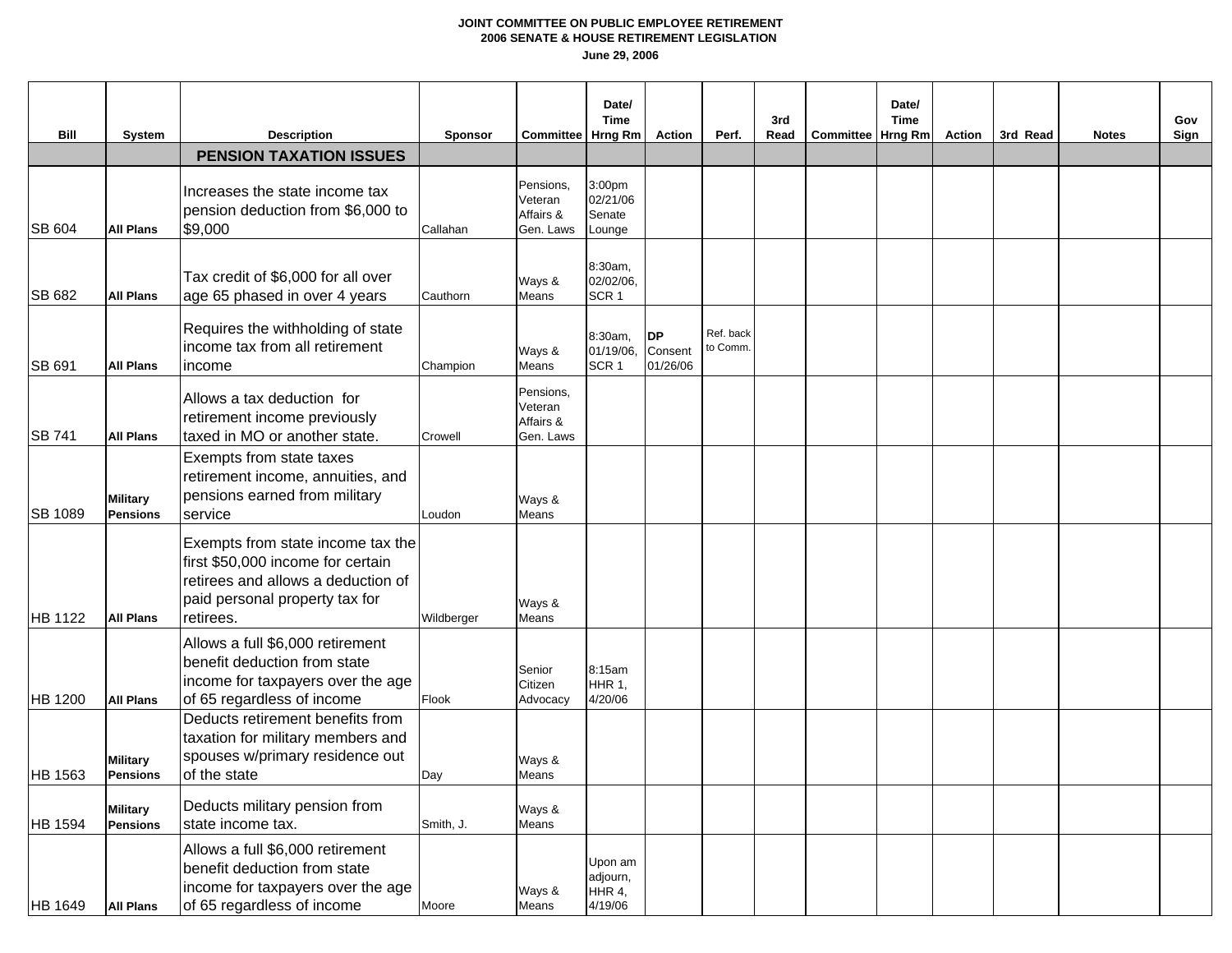**JOINT COMMITTEE ON PUBLIC EMPLOYEE RETIREMENT**
**2006 SENATE & HOUSE RETIREMENT LEGISLATION**
**June 29, 2006**

| Bill | System | Description | Sponsor | Committee | Date/ Time Hrng Rm | Action | Perf. | 3rd Read | Committee | Date/ Time Hrng Rm | Action | 3rd Read | Notes | Gov Sign |
|---|---|---|---|---|---|---|---|---|---|---|---|---|---|---|
| | | **PENSION TAXATION ISSUES** | | | | | | | | | | | | |
| SB 604 | **All Plans** | Increases the state income tax pension deduction from $6,000 to $9,000 | Callahan | Pensions, Veteran Affairs & Gen. Laws | 3:00pm 02/21/06 Senate Lounge | | | | | | | | | |
| SB 682 | **All Plans** | Tax credit of $6,000 for all over age 65 phased in over 4 years | Cauthorn | Ways & Means | 8:30am, 02/02/06, SCR 1 | | | | | | | | | |
| SB 691 | **All Plans** | Requires the withholding of state income tax from all retirement income | Champion | Ways & Means | 8:30am, 01/19/06, SCR 1 | **DP** Consent 01/26/06 | Ref. back to Comm. | | | | | | | |
| SB 741 | **All Plans** | Allows a tax deduction for retirement income previously taxed in MO or another state. | Crowell | Pensions, Veteran Affairs & Gen. Laws | | | | | | | | | | |
| SB 1089 | **Military Pensions** | Exempts from state taxes retirement income, annuities, and pensions earned from military service | Loudon | Ways & Means | | | | | | | | | | |
| HB 1122 | **All Plans** | Exempts from state income tax the first $50,000 income for certain retirees and allows a deduction of paid personal property tax for retirees. | Wildberger | Ways & Means | | | | | | | | | | |
| HB 1200 | **All Plans** | Allows a full $6,000 retirement benefit deduction from state income for taxpayers over the age of 65 regardless of income | Flook | Senior Citizen Advocacy | 8:15am HHR 1, 4/20/06 | | | | | | | | | |
| HB 1563 | **Military Pensions** | Deducts retirement benefits from taxation for military members and spouses w/primary residence out of the state | Day | Ways & Means | | | | | | | | | | |
| HB 1594 | **Military Pensions** | Deducts military pension from state income tax. | Smith, J. | Ways & Means | | | | | | | | | | |
| HB 1649 | **All Plans** | Allows a full $6,000 retirement benefit deduction from state income for taxpayers over the age of 65 regardless of income | Moore | Ways & Means | Upon am adjourn, HHR 4, 4/19/06 | | | | | | | | | |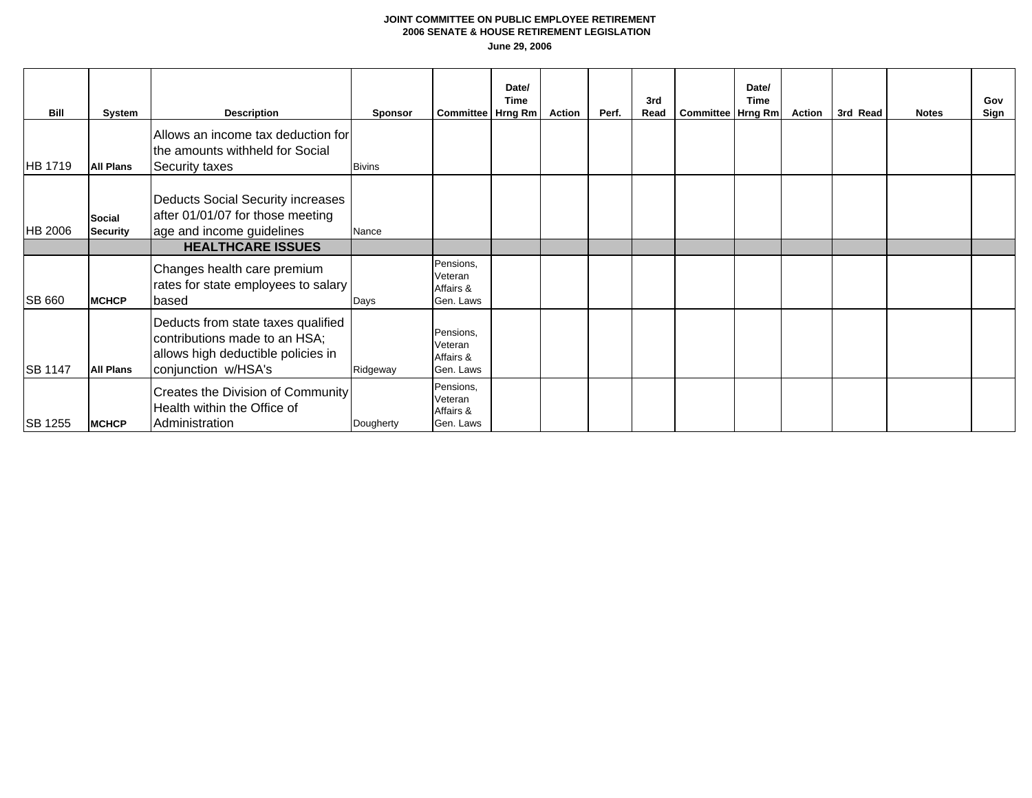**JOINT COMMITTEE ON PUBLIC EMPLOYEE RETIREMENT**
**2006 SENATE & HOUSE RETIREMENT LEGISLATION**
**June 29, 2006**

| Bill | System | Description | Sponsor | Committee | Date/ Time Hrng Rm | Action | Perf. | 3rd Read | Committee | Date/ Time Hrng Rm | Action | 3rd Read | Notes | Gov Sign |
|---|---|---|---|---|---|---|---|---|---|---|---|---|---|---|
| HB 1719 | All Plans | Allows an income tax deduction for the amounts withheld for Social Security taxes | Bivins | | | | | | | | | | | |
| HB 2006 | Social Security | Deducts Social Security increases after 01/01/07 for those meeting age and income guidelines | Nance | | | | | | | | | | | |
| | | **HEALTHCARE ISSUES** | | | | | | | | | | | | |
| SB 660 | MCHCP | Changes health care premium rates for state employees to salary based | Days | Pensions, Veteran Affairs & Gen. Laws | | | | | | | | | | |
| SB 1147 | All Plans | Deducts from state taxes qualified contributions made to an HSA; allows high deductible policies in conjunction w/HSA's | Ridgeway | Pensions, Veteran Affairs & Gen. Laws | | | | | | | | | | |
| SB 1255 | MCHCP | Creates the Division of Community Health within the Office of Administration | Dougherty | Pensions, Veteran Affairs & Gen. Laws | | | | | | | | | | |